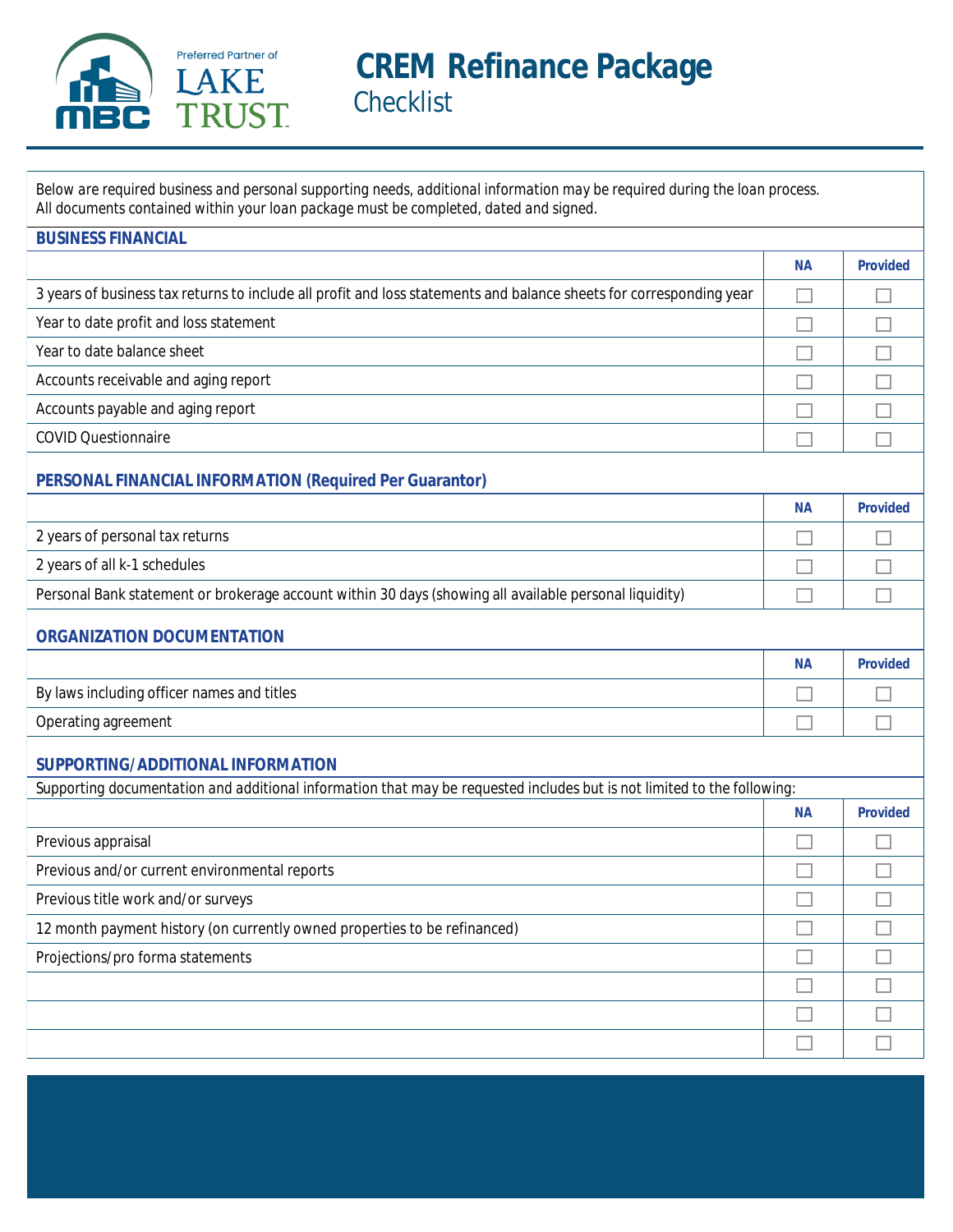Preferred Partner of LAKE TRUST

# CREM Refinance Package
## Checklist

Below are required business and personal supporting needs, additional information may be required during the loan process.
All documents contained within your loan package must be completed, dated and signed.

### BUSINESS FINANCIAL

| | NA | Provided |
|---|---|---|
| 3 years of business tax returns to include all profit and loss statements and balance sheets for corresponding year | ☐ | ☐ |
| Year to date profit and loss statement | ☐ | ☐ |
| Year to date balance sheet | ☐ | ☐ |
| Accounts receivable and aging report | ☐ | ☐ |
| Accounts payable and aging report | ☐ | ☐ |
| COVID Questionnaire | ☐ | ☐ |

### PERSONAL FINANCIAL INFORMATION (Required Per Guarantor)

| | NA | Provided |
|---|---|---|
| 2 years of personal tax returns | ☐ | ☐ |
| 2 years of all k-1 schedules | ☐ | ☐ |
| Personal Bank statement or brokerage account within 30 days (showing all available personal liquidity) | ☐ | ☐ |

### ORGANIZATION DOCUMENTATION

| | NA | Provided |
|---|---|---|
| By laws including officer names and titles | ☐ | ☐ |
| Operating agreement | ☐ | ☐ |

### SUPPORTING/ADDITIONAL INFORMATION

Supporting documentation and additional information that may be requested includes but is not limited to the following:

| | NA | Provided |
|---|---|---|
| Previous appraisal | ☐ | ☐ |
| Previous and/or current environmental reports | ☐ | ☐ |
| Previous title work and/or surveys | ☐ | ☐ |
| 12 month payment history (on currently owned properties to be refinanced) | ☐ | ☐ |
| Projections/pro forma statements | ☐ | ☐ |
| | ☐ | ☐ |
| | ☐ | ☐ |
| | ☐ | ☐ |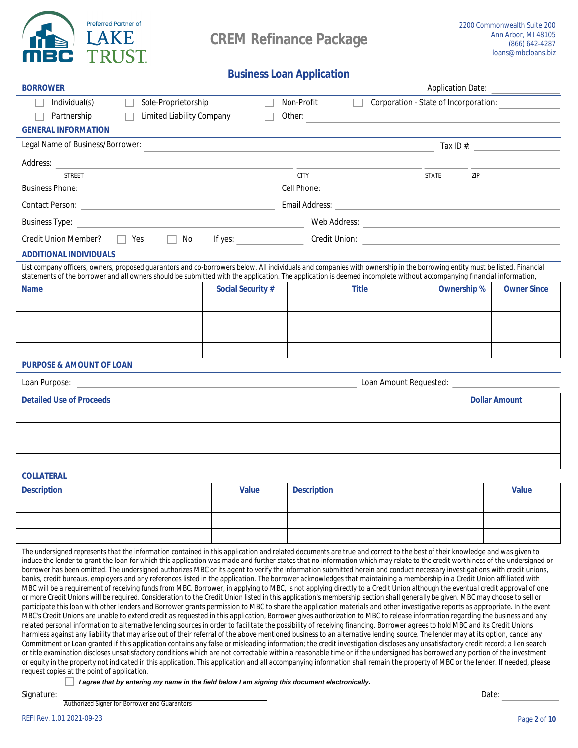Preferred Partner of LAKE TRUST

MBC

# CREM Refinance Package

2200 Commonwealth Suite 200
Ann Arbor, MI 48105
(866) 642-4287
loans@mbcloans.biz

## Business Loan Application

**BORROWER** Application Date: ______________

☐ Individual(s) ☐ Sole-Proprietorship ☐ Non-Profit ☐ Corporation - State of Incorporation: ______________

☐ Partnership ☐ Limited Liability Company ☐ Other: ______________

**GENERAL INFORMATION**

Legal Name of Business/Borrower: ______________ Tax ID #: ______________

Address: ______________ ______________ ______________ ______________
STREET CITY STATE ZIP

Business Phone: ______________ Cell Phone: ______________

Contact Person: ______________ Email Address: ______________

Business Type: ______________ Web Address: ______________

Credit Union Member? ☐ Yes ☐ No If yes: ______________ Credit Union: ______________

**ADDITIONAL INDIVIDUALS**

List company officers, owners, proposed guarantors and co-borrowers below. All individuals and companies with ownership in the borrowing entity must be listed. Financial statements of the borrower and all owners should be submitted with the application. The application is deemed incomplete without accompanying financial information,

| Name | Social Security # | Title | Ownership % | Owner Since |
|---|---|---|---|---|
| | | | | |
| | | | | |
| | | | | |
| | | | | |

**PURPOSE & AMOUNT OF LOAN**

Loan Purpose: ______________ Loan Amount Requested: ______________

| Detailed Use of Proceeds | Dollar Amount |
|---|---|
| | |
| | |
| | |
| | |

**COLLATERAL**

| Description | Value | Description | Value |
|---|---|---|---|
| | | | |
| | | | |
| | | | |

The undersigned represents that the information contained in this application and related documents are true and correct to the best of their knowledge and was given to induce the lender to grant the loan for which this application was made and further states that no information which may relate to the credit worthiness of the undersigned or borrower has been omitted. The undersigned authorizes MBC or its agent to verify the information submitted herein and conduct necessary investigations with credit unions, banks, credit bureaus, employers and any references listed in the application. The borrower acknowledges that maintaining a membership in a Credit Union affiliated with MBC will be a requirement of receiving funds from MBC. Borrower, in applying to MBC, is not applying directly to a Credit Union although the eventual credit approval of one or more Credit Unions will be required. Consideration to the Credit Union listed in this application's membership section shall generally be given. MBC may choose to sell or participate this loan with other lenders and Borrower grants permission to MBC to share the application materials and other investigative reports as appropriate. In the event MBC's Credit Unions are unable to extend credit as requested in this application, Borrower gives authorization to MBC to release information regarding the business and any related personal information to alternative lending sources in order to facilitate the possibility of receiving financing. Borrower agrees to hold MBC and its Credit Unions harmless against any liability that may arise out of their referral of the above mentioned business to an alternative lending source. The lender may at its option, cancel any Commitment or Loan granted if this application contains any false or misleading information; the credit investigation discloses any unsatisfactory credit record; a lien search or title examination discloses unsatisfactory conditions which are not correctable within a reasonable time or if the undersigned has borrowed any portion of the investment or equity in the property not indicated in this application. This application and all accompanying information shall remain the property of MBC or the lender. If needed, please request copies at the point of application.

☐ ***I agree that by entering my name in the field below I am signing this document electronically.***

Signature: ______________ Date: ______________
Authorized Signer for Borrower and Guarantors

REFI Rev. 1.01 2021-09-23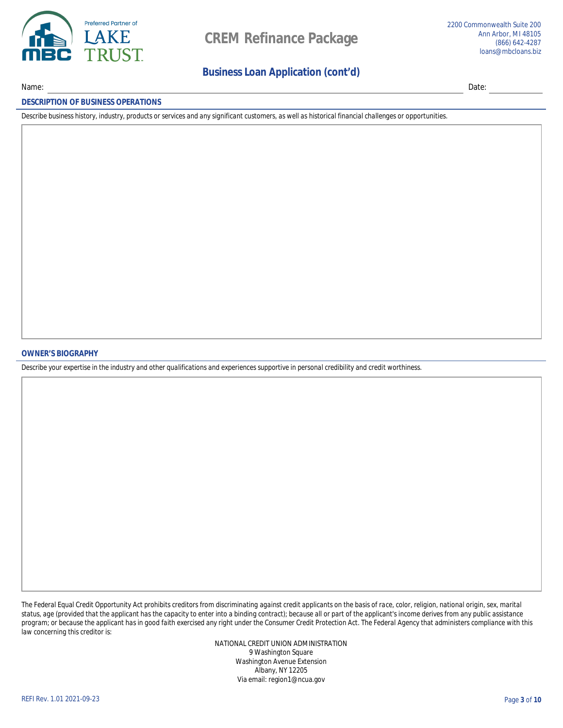# CREM Refinance Package

2200 Commonwealth Suite 200
Ann Arbor, MI 48105
(866) 642-4287
loans@mbcloans.biz

## Business Loan Application (cont'd)

Name: ______________________________ Date: ____________

### DESCRIPTION OF BUSINESS OPERATIONS

*Describe business history, industry, products or services and any significant customers, as well as historical financial challenges or opportunities.*

### OWNER'S BIOGRAPHY

*Describe your expertise in the industry and other qualifications and experiences supportive in personal credibility and credit worthiness.*

The Federal Equal Credit Opportunity Act prohibits creditors from discriminating against credit applicants on the basis of race, color, religion, national origin, sex, marital status, age (provided that the applicant has the capacity to enter into a binding contract); because all or part of the applicant's income derives from any public assistance program; or because the applicant has in good faith exercised any right under the Consumer Credit Protection Act. The Federal Agency that administers compliance with this law concerning this creditor is:

NATIONAL CREDIT UNION ADMINISTRATION
9 Washington Square
Washington Avenue Extension
Albany, NY 12205
Via email: region1@ncua.gov

REFI Rev. 1.01 2021-09-23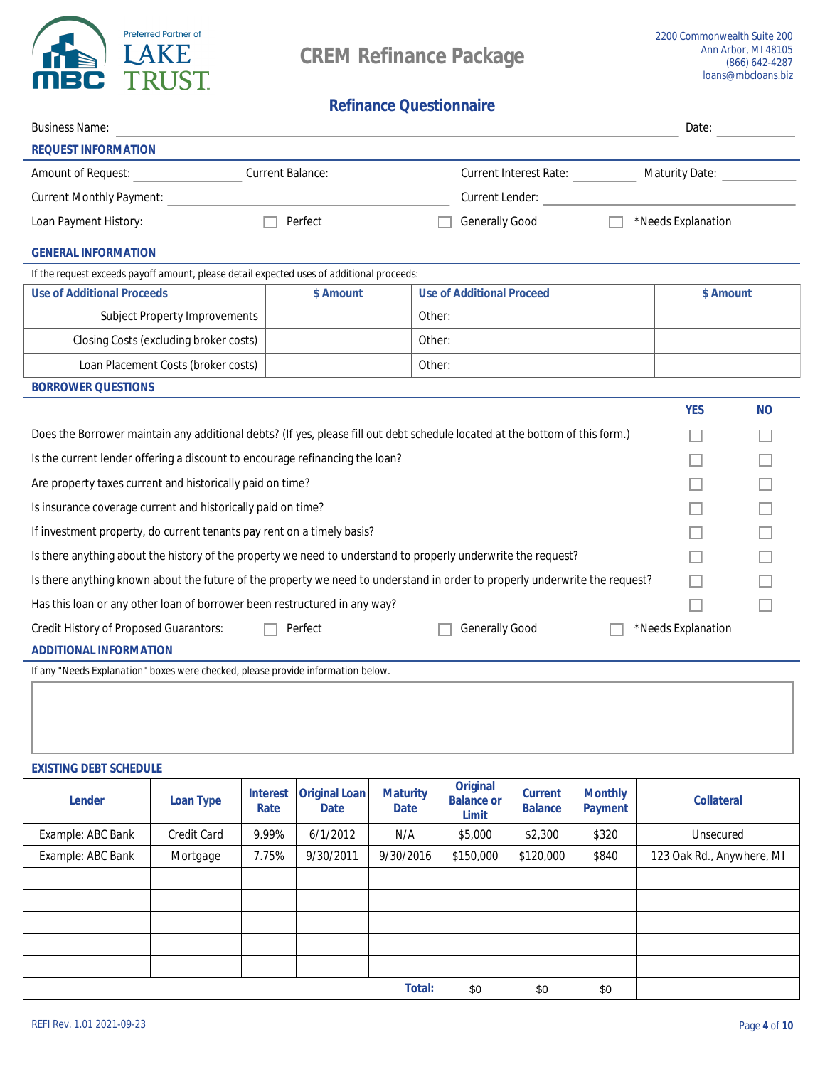Preferred Partner of LAKE TRUST

# CREM Refinance Package

2200 Commonwealth Suite 200
Ann Arbor, MI 48105
(866) 642-4287
loans@mbcloans.biz

## Refinance Questionnaire

Business Name: ______________________________ Date: __________

### REQUEST INFORMATION

Amount of Request: __________ Current Balance: __________ Current Interest Rate: __________ Maturity Date: __________

Current Monthly Payment: ______________________ Current Lender: ______________________

Loan Payment History: ☐ Perfect ☐ Generally Good ☐ *Needs Explanation

### GENERAL INFORMATION

If the request exceeds payoff amount, please detail expected uses of additional proceeds:

| Use of Additional Proceeds | $ Amount | Use of Additional Proceed | $ Amount |
|---|---|---|---|
| Subject Property Improvements | | Other: | |
| Closing Costs (excluding broker costs) | | Other: | |
| Loan Placement Costs (broker costs) | | Other: | |

### BORROWER QUESTIONS

| | YES | NO |
|---|---|---|
| Does the Borrower maintain any additional debts? (If yes, please fill out debt schedule located at the bottom of this form.) | ☐ | ☐ |
| Is the current lender offering a discount to encourage refinancing the loan? | ☐ | ☐ |
| Are property taxes current and historically paid on time? | ☐ | ☐ |
| Is insurance coverage current and historically paid on time? | ☐ | ☐ |
| If investment property, do current tenants pay rent on a timely basis? | ☐ | ☐ |
| Is there anything about the history of the property we need to understand to properly underwrite the request? | ☐ | ☐ |
| Is there anything known about the future of the property we need to understand in order to properly underwrite the request? | ☐ | ☐ |
| Has this loan or any other loan of borrower been restructured in any way? | ☐ | ☐ |

Credit History of Proposed Guarantors: ☐ Perfect ☐ Generally Good ☐ *Needs Explanation

### ADDITIONAL INFORMATION

If any "Needs Explanation" boxes were checked, please provide information below.

### EXISTING DEBT SCHEDULE

| Lender | Loan Type | Interest Rate | Original Loan Date | Maturity Date | Original Balance or Limit | Current Balance | Monthly Payment | Collateral |
|---|---|---|---|---|---|---|---|---|
| Example: ABC Bank | Credit Card | 9.99% | 6/1/2012 | N/A | $5,000 | $2,300 | $320 | Unsecured |
| Example: ABC Bank | Mortgage | 7.75% | 9/30/2011 | 9/30/2016 | $150,000 | $120,000 | $840 | 123 Oak Rd., Anywhere, MI |
| | | | | | | | | |
| | | | | | | | | |
| | | | | | | | | |
| | | | | | | | | |
| | | | | | | | | |
| | | | | Total: | $0 | $0 | $0 | |

REFI Rev. 1.01 2021-09-23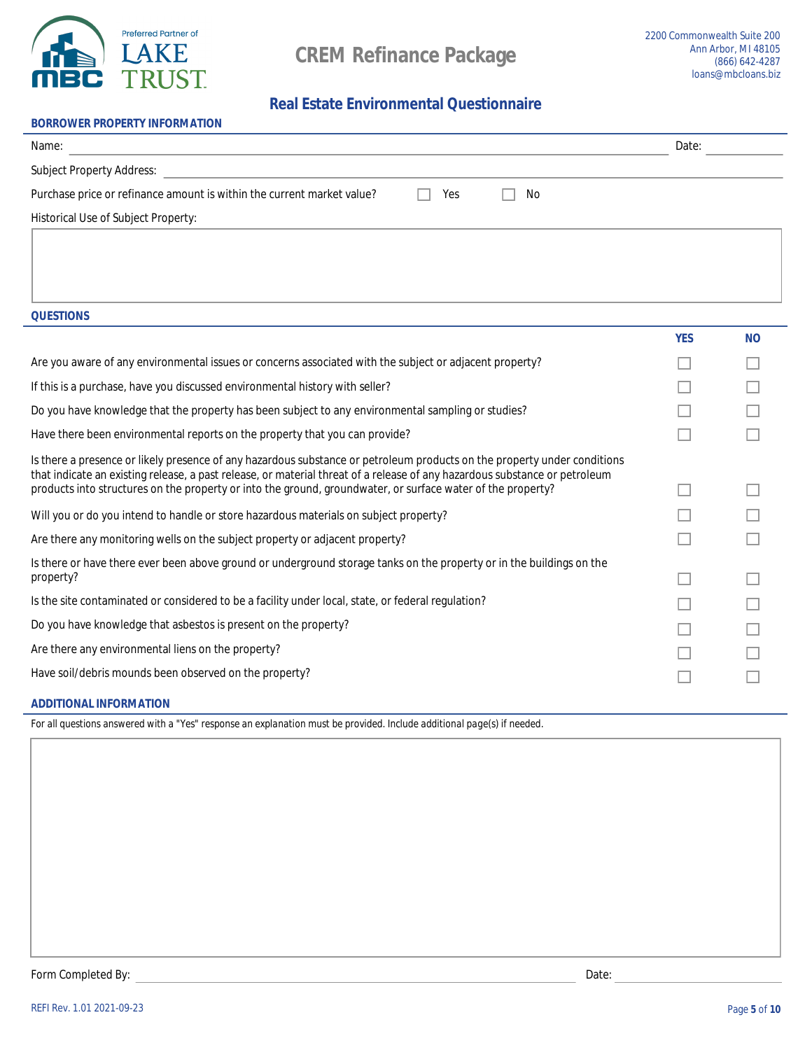# CREM Refinance Package

2200 Commonwealth Suite 200
Ann Arbor, MI 48105
(866) 642-4287
loans@mbcloans.biz

## Real Estate Environmental Questionnaire

### BORROWER PROPERTY INFORMATION

Name: \_\_\_\_\_\_\_\_\_\_\_\_\_\_\_\_\_\_\_\_ Date: \_\_\_\_\_\_\_\_\_\_

Subject Property Address: \_\_\_\_\_\_\_\_\_\_\_\_\_\_\_\_\_\_\_\_

Purchase price or refinance amount is within the current market value? ☐ Yes ☐ No

Historical Use of Subject Property:

### QUESTIONS

| | YES | NO |
|---|---|---|
| Are you aware of any environmental issues or concerns associated with the subject or adjacent property? | ☐ | ☐ |
| If this is a purchase, have you discussed environmental history with seller? | ☐ | ☐ |
| Do you have knowledge that the property has been subject to any environmental sampling or studies? | ☐ | ☐ |
| Have there been environmental reports on the property that you can provide? | ☐ | ☐ |
| Is there a presence or likely presence of any hazardous substance or petroleum products on the property under conditions that indicate an existing release, a past release, or material threat of a release of any hazardous substance or petroleum products into structures on the property or into the ground, groundwater, or surface water of the property? | ☐ | ☐ |
| Will you or do you intend to handle or store hazardous materials on subject property? | ☐ | ☐ |
| Are there any monitoring wells on the subject property or adjacent property? | ☐ | ☐ |
| Is there or have there ever been above ground or underground storage tanks on the property or in the buildings on the property? | ☐ | ☐ |
| Is the site contaminated or considered to be a facility under local, state, or federal regulation? | ☐ | ☐ |
| Do you have knowledge that asbestos is present on the property? | ☐ | ☐ |
| Are there any environmental liens on the property? | ☐ | ☐ |
| Have soil/debris mounds been observed on the property? | ☐ | ☐ |

### ADDITIONAL INFORMATION

For all questions answered with a "Yes" response an explanation must be provided. Include additional page(s) if needed.

Form Completed By: \_\_\_\_\_\_\_\_\_\_\_\_\_\_\_\_\_\_\_\_ Date: \_\_\_\_\_\_\_\_\_\_

REFI Rev. 1.01 2021-09-23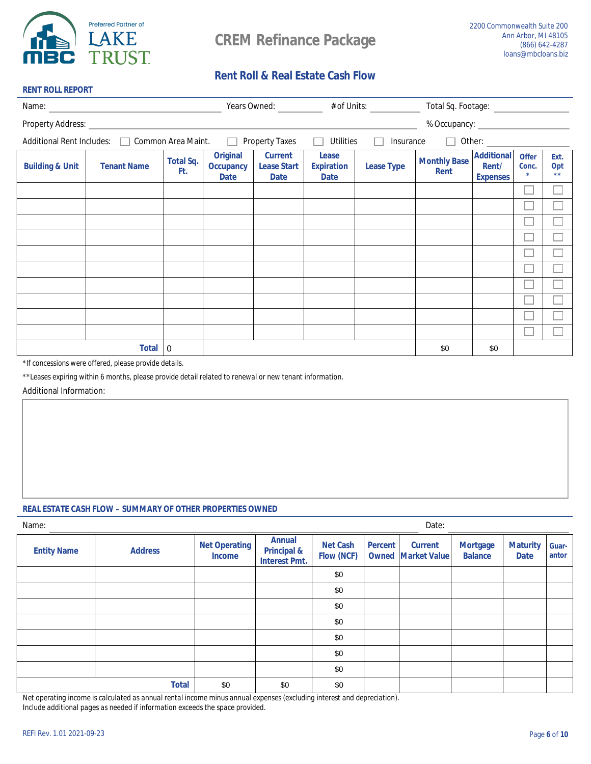Preferred Partner of LAKE TRUST

2200 Commonwealth Suite 200
Ann Arbor, MI 48105
(866) 642-4287
loans@mbcloans.biz

# CREM Refinance Package

## Rent Roll & Real Estate Cash Flow

### RENT ROLL REPORT

Name: ______________________ Years Owned: ________ # of Units: ________ Total Sq. Footage: ____________

Property Address: ______________________________________________ % Occupancy: ____________

Additional Rent Includes: ☐ Common Area Maint. ☐ Property Taxes ☐ Utilities ☐ Insurance ☐ Other: ____________

| Building & Unit | Tenant Name | Total Sq. Ft. | Original Occupancy Date | Current Lease Start Date | Lease Expiration Date | Lease Type | Monthly Base Rent | Additional Rent/ Expenses | Offer Conc. * | Ext. Opt ** |
|---|---|---|---|---|---|---|---|---|---|---|
| | | | | | | | | | ☐ | ☐ |
| | | | | | | | | | ☐ | ☐ |
| | | | | | | | | | ☐ | ☐ |
| | | | | | | | | | ☐ | ☐ |
| | | | | | | | | | ☐ | ☐ |
| | | | | | | | | | ☐ | ☐ |
| | | | | | | | | | ☐ | ☐ |
| | | | | | | | | | ☐ | ☐ |
| | | | | | | | | | ☐ | ☐ |
| | | | | | | | | | ☐ | ☐ |
| | **Total** | 0 | | | | | $0 | $0 | | |

*If concessions were offered, please provide details.

**Leases expiring within 6 months, please provide detail related to renewal or new tenant information.

Additional Information:

### REAL ESTATE CASH FLOW – SUMMARY OF OTHER PROPERTIES OWNED

Name: ______________________________________________ Date: ____________

| Entity Name | Address | Net Operating Income | Annual Principal & Interest Pmt. | Net Cash Flow (NCF) | Percent Owned | Current Market Value | Mortgage Balance | Maturity Date | Guar-antor |
|---|---|---|---|---|---|---|---|---|---|
| | | | | $0 | | | | | |
| | | | | $0 | | | | | |
| | | | | $0 | | | | | |
| | | | | $0 | | | | | |
| | | | | $0 | | | | | |
| | | | | $0 | | | | | |
| | | | | $0 | | | | | |
| | **Total** | $0 | $0 | $0 | | | | | |

Net operating income is calculated as annual rental income minus annual expenses (excluding interest and depreciation).
Include additional pages as needed if information exceeds the space provided.

REFI Rev. 1.01 2021-09-23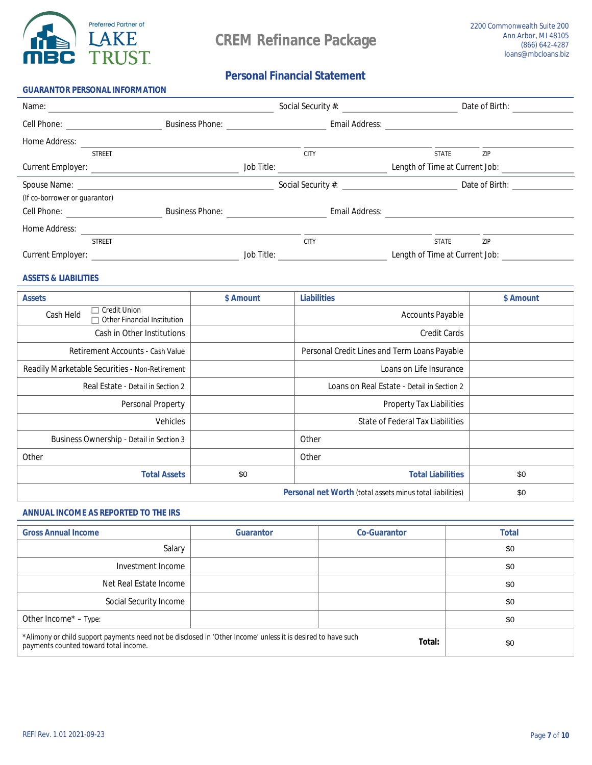Preferred Partner of LAKE TRUST

MBC

# CREM Refinance Package

2200 Commonwealth Suite 200
Ann Arbor, MI 48105
(866) 642-4287
loans@mbcloans.biz

## Personal Financial Statement

### GUARANTOR PERSONAL INFORMATION

Name: ______________________ Social Security #: ______________ Date of Birth: __________

Cell Phone: ______________ Business Phone: ______________ Email Address: ______________________

Home Address: ______________________ ______________ ________ ________
STREET CITY STATE ZIP

Current Employer: ______________________ Job Title: ______________ Length of Time at Current Job: __________

Spouse Name: ______________________ Social Security #: ______________ Date of Birth: __________
(If co-borrower or guarantor)

Cell Phone: ______________ Business Phone: ______________ Email Address: ______________________

Home Address: ______________________ ______________ ________ ________
STREET CITY STATE ZIP

Current Employer: ______________________ Job Title: ______________ Length of Time at Current Job: __________

### ASSETS & LIABILITIES

| Assets | $ Amount | Liabilities | $ Amount |
|---|---|---|---|
| Cash Held ☐ Credit Union ☐ Other Financial Institution | | Accounts Payable | |
| Cash in Other Institutions | | Credit Cards | |
| Retirement Accounts - Cash Value | | Personal Credit Lines and Term Loans Payable | |
| Readily Marketable Securities - Non-Retirement | | Loans on Life Insurance | |
| Real Estate - Detail in Section 2 | | Loans on Real Estate - Detail in Section 2 | |
| Personal Property | | Property Tax Liabilities | |
| Vehicles | | State of Federal Tax Liabilities | |
| Business Ownership - Detail in Section 3 | | Other | |
| Other | | Other | |
| **Total Assets** | $0 | **Total Liabilities** | $0 |
| | | **Personal net Worth** (total assets minus total liabilities) | $0 |

### ANNUAL INCOME AS REPORTED TO THE IRS

| Gross Annual Income | Guarantor | Co-Guarantor | Total |
|---|---|---|---|
| Salary | | | $0 |
| Investment Income | | | $0 |
| Net Real Estate Income | | | $0 |
| Social Security Income | | | $0 |
| Other Income* – Type: | | | $0 |
| *Alimony or child support payments need not be disclosed in 'Other Income' unless it is desired to have such payments counted toward total income. | | **Total:** | $0 |

REFI Rev. 1.01 2021-09-23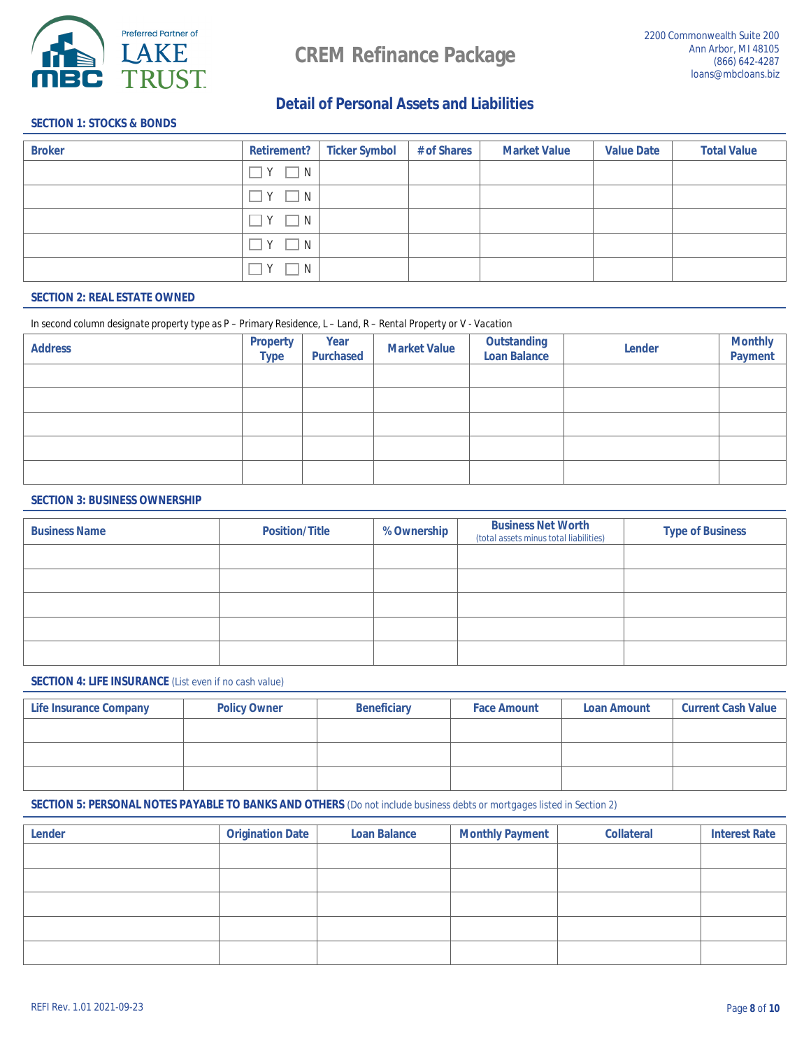Preferred Partner of LAKE TRUST

# CREM Refinance Package

2200 Commonwealth Suite 200
Ann Arbor, MI 48105
(866) 642-4287
loans@mbcloans.biz

## Detail of Personal Assets and Liabilities

### SECTION 1: STOCKS & BONDS

| Broker | Retirement? | Ticker Symbol | # of Shares | Market Value | Value Date | Total Value |
|---|---|---|---|---|---|---|
| | ☐ Y ☐ N | | | | | |
| | ☐ Y ☐ N | | | | | |
| | ☐ Y ☐ N | | | | | |
| | ☐ Y ☐ N | | | | | |
| | ☐ Y ☐ N | | | | | |

### SECTION 2: REAL ESTATE OWNED

In second column designate property type as P – Primary Residence, L – Land, R – Rental Property or V - Vacation

| Address | Property Type | Year Purchased | Market Value | Outstanding Loan Balance | Lender | Monthly Payment |
|---|---|---|---|---|---|---|
| | | | | | | |
| | | | | | | |
| | | | | | | |
| | | | | | | |
| | | | | | | |

### SECTION 3: BUSINESS OWNERSHIP

| Business Name | Position/Title | % Ownership | Business Net Worth (total assets minus total liabilities) | Type of Business |
|---|---|---|---|---|
| | | | | |
| | | | | |
| | | | | |
| | | | | |
| | | | | |

### SECTION 4: LIFE INSURANCE (List even if no cash value)

| Life Insurance Company | Policy Owner | Beneficiary | Face Amount | Loan Amount | Current Cash Value |
|---|---|---|---|---|---|
| | | | | | |
| | | | | | |
| | | | | | |

### SECTION 5: PERSONAL NOTES PAYABLE TO BANKS AND OTHERS (Do not include business debts or mortgages listed in Section 2)

| Lender | Origination Date | Loan Balance | Monthly Payment | Collateral | Interest Rate |
|---|---|---|---|---|---|
| | | | | | |
| | | | | | |
| | | | | | |
| | | | | | |
| | | | | | |

REFI Rev. 1.01 2021-09-23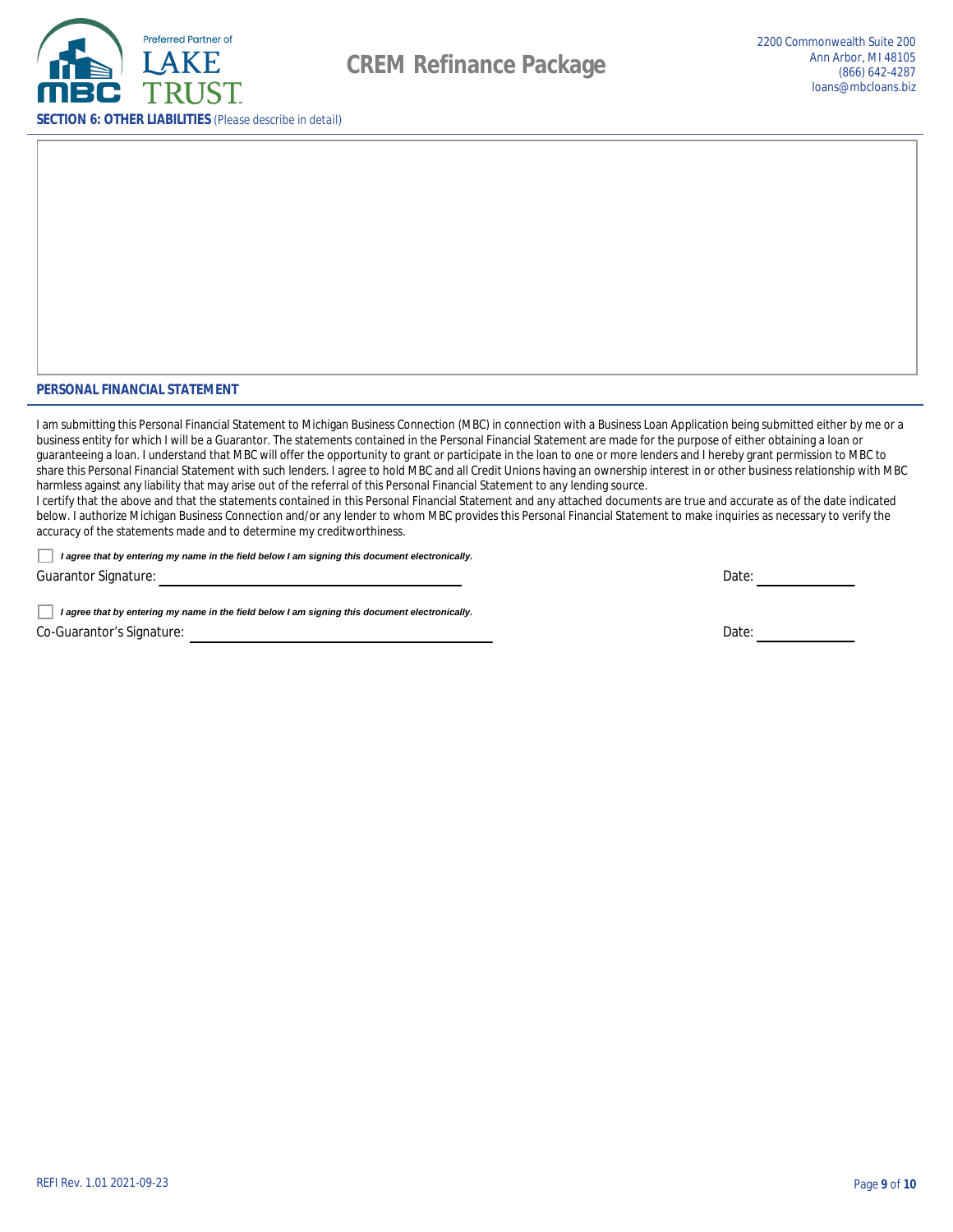## SECTION 6: OTHER LIABILITIES (Please describe in detail)

## PERSONAL FINANCIAL STATEMENT

I am submitting this Personal Financial Statement to Michigan Business Connection (MBC) in connection with a Business Loan Application being submitted either by me or a business entity for which I will be a Guarantor. The statements contained in the Personal Financial Statement are made for the purpose of either obtaining a loan or guaranteeing a loan. I understand that MBC will offer the opportunity to grant or participate in the loan to one or more lenders and I hereby grant permission to MBC to share this Personal Financial Statement with such lenders. I agree to hold MBC and all Credit Unions having an ownership interest in or other business relationship with MBC harmless against any liability that may arise out of the referral of this Personal Financial Statement to any lending source.
I certify that the above and that the statements contained in this Personal Financial Statement and any attached documents are true and accurate as of the date indicated below. I authorize Michigan Business Connection and/or any lender to whom MBC provides this Personal Financial Statement to make inquiries as necessary to verify the accuracy of the statements made and to determine my creditworthiness.

☐ ***I agree that by entering my name in the field below I am signing this document electronically.***

Guarantor Signature: ______________________________ Date: ____________

☐ ***I agree that by entering my name in the field below I am signing this document electronically.***

Co-Guarantor's Signature: ______________________________ Date: ____________

REFI Rev. 1.01 2021-09-23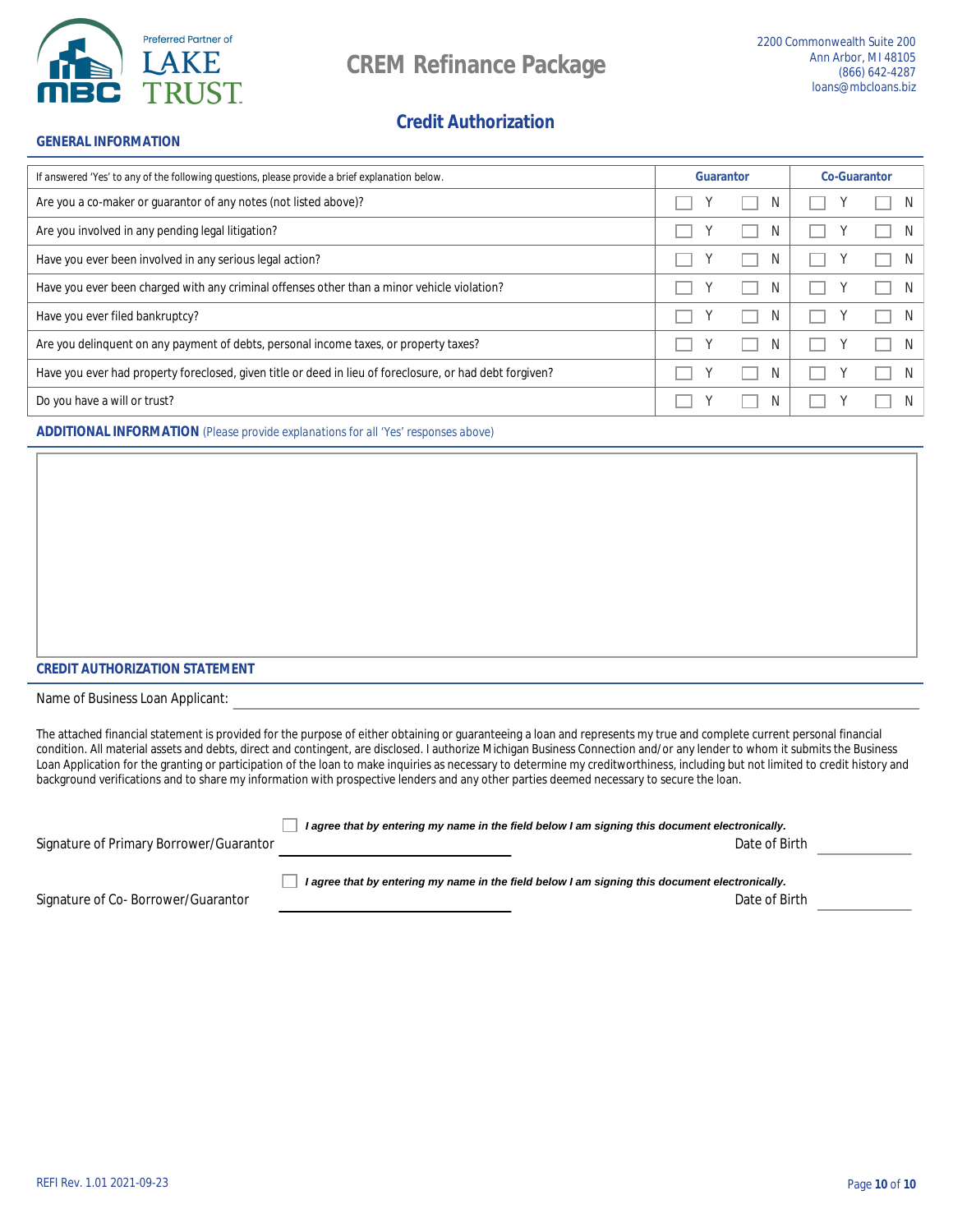Preferred Partner of LAKE TRUST

# CREM Refinance Package

2200 Commonwealth Suite 200
Ann Arbor, MI 48105
(866) 642-4287
loans@mbcloans.biz

## Credit Authorization

### GENERAL INFORMATION

| If answered 'Yes' to any of the following questions, please provide a brief explanation below. | Guarantor | | Co-Guarantor | |
|---|---|---|---|---|
| Are you a co-maker or guarantor of any notes (not listed above)? | ☐ Y | ☐ N | ☐ Y | ☐ N |
| Are you involved in any pending legal litigation? | ☐ Y | ☐ N | ☐ Y | ☐ N |
| Have you ever been involved in any serious legal action? | ☐ Y | ☐ N | ☐ Y | ☐ N |
| Have you ever been charged with any criminal offenses other than a minor vehicle violation? | ☐ Y | ☐ N | ☐ Y | ☐ N |
| Have you ever filed bankruptcy? | ☐ Y | ☐ N | ☐ Y | ☐ N |
| Are you delinquent on any payment of debts, personal income taxes, or property taxes? | ☐ Y | ☐ N | ☐ Y | ☐ N |
| Have you ever had property foreclosed, given title or deed in lieu of foreclosure, or had debt forgiven? | ☐ Y | ☐ N | ☐ Y | ☐ N |
| Do you have a will or trust? | ☐ Y | ☐ N | ☐ Y | ☐ N |

### ADDITIONAL INFORMATION (Please provide explanations for all 'Yes' responses above)

### CREDIT AUTHORIZATION STATEMENT

Name of Business Loan Applicant: ______________________________

The attached financial statement is provided for the purpose of either obtaining or guaranteeing a loan and represents my true and complete current personal financial condition. All material assets and debts, direct and contingent, are disclosed. I authorize Michigan Business Connection and/or any lender to whom it submits the Business Loan Application for the granting or participation of the loan to make inquiries as necessary to determine my creditworthiness, including but not limited to credit history and background verifications and to share my information with prospective lenders and any other parties deemed necessary to secure the loan.

☐ ***I agree that by entering my name in the field below I am signing this document electronically.***

Signature of Primary Borrower/Guarantor ______________________ Date of Birth ____________

☐ ***I agree that by entering my name in the field below I am signing this document electronically.***

Signature of Co- Borrower/Guarantor ______________________ Date of Birth ____________

REFI Rev. 1.01 2021-09-23